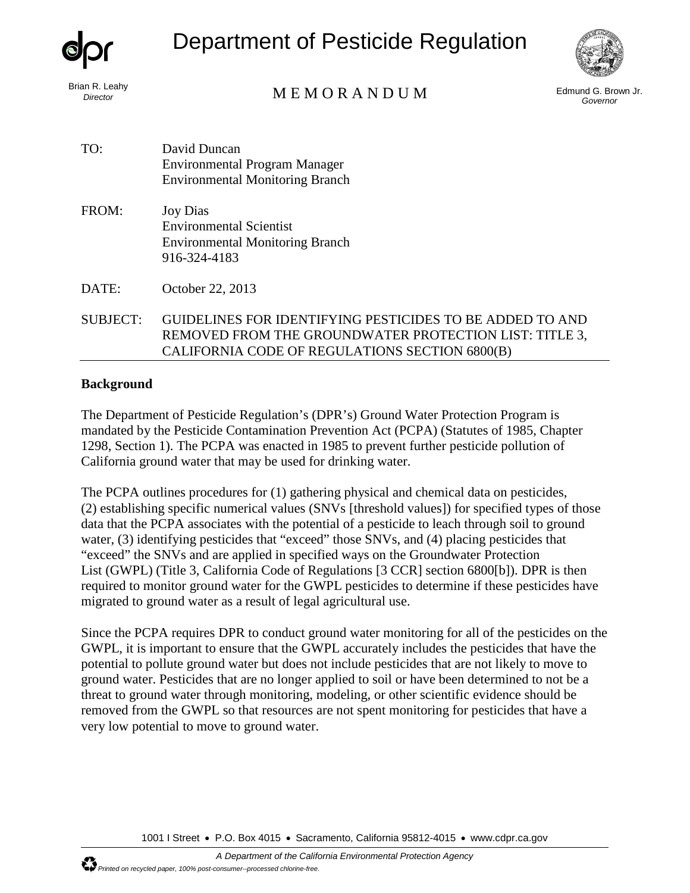Department of Pesticide Regulation

Brian R. Leahy
*Director*

M E M O R A N D U M

Edmund G. Brown Jr.
*Governor*

TO: David Duncan
Environmental Program Manager
Environmental Monitoring Branch

FROM: Joy Dias
Environmental Scientist
Environmental Monitoring Branch
916-324-4183

DATE: October 22, 2013

SUBJECT: GUIDELINES FOR IDENTIFYING PESTICIDES TO BE ADDED TO AND REMOVED FROM THE GROUNDWATER PROTECTION LIST: TITLE 3, CALIFORNIA CODE OF REGULATIONS SECTION 6800(B)

---

**Background**

The Department of Pesticide Regulation's (DPR's) Ground Water Protection Program is mandated by the Pesticide Contamination Prevention Act (PCPA) (Statutes of 1985, Chapter 1298, Section 1). The PCPA was enacted in 1985 to prevent further pesticide pollution of California ground water that may be used for drinking water.

The PCPA outlines procedures for (1) gathering physical and chemical data on pesticides, (2) establishing specific numerical values (SNVs [threshold values]) for specified types of those data that the PCPA associates with the potential of a pesticide to leach through soil to ground water, (3) identifying pesticides that "exceed" those SNVs, and (4) placing pesticides that "exceed" the SNVs and are applied in specified ways on the Groundwater Protection List (GWPL) (Title 3, California Code of Regulations [3 CCR] section 6800[b]). DPR is then required to monitor ground water for the GWPL pesticides to determine if these pesticides have migrated to ground water as a result of legal agricultural use.

Since the PCPA requires DPR to conduct ground water monitoring for all of the pesticides on the GWPL, it is important to ensure that the GWPL accurately includes the pesticides that have the potential to pollute ground water but does not include pesticides that are not likely to move to ground water. Pesticides that are no longer applied to soil or have been determined to not be a threat to ground water through monitoring, modeling, or other scientific evidence should be removed from the GWPL so that resources are not spent monitoring for pesticides that have a very low potential to move to ground water.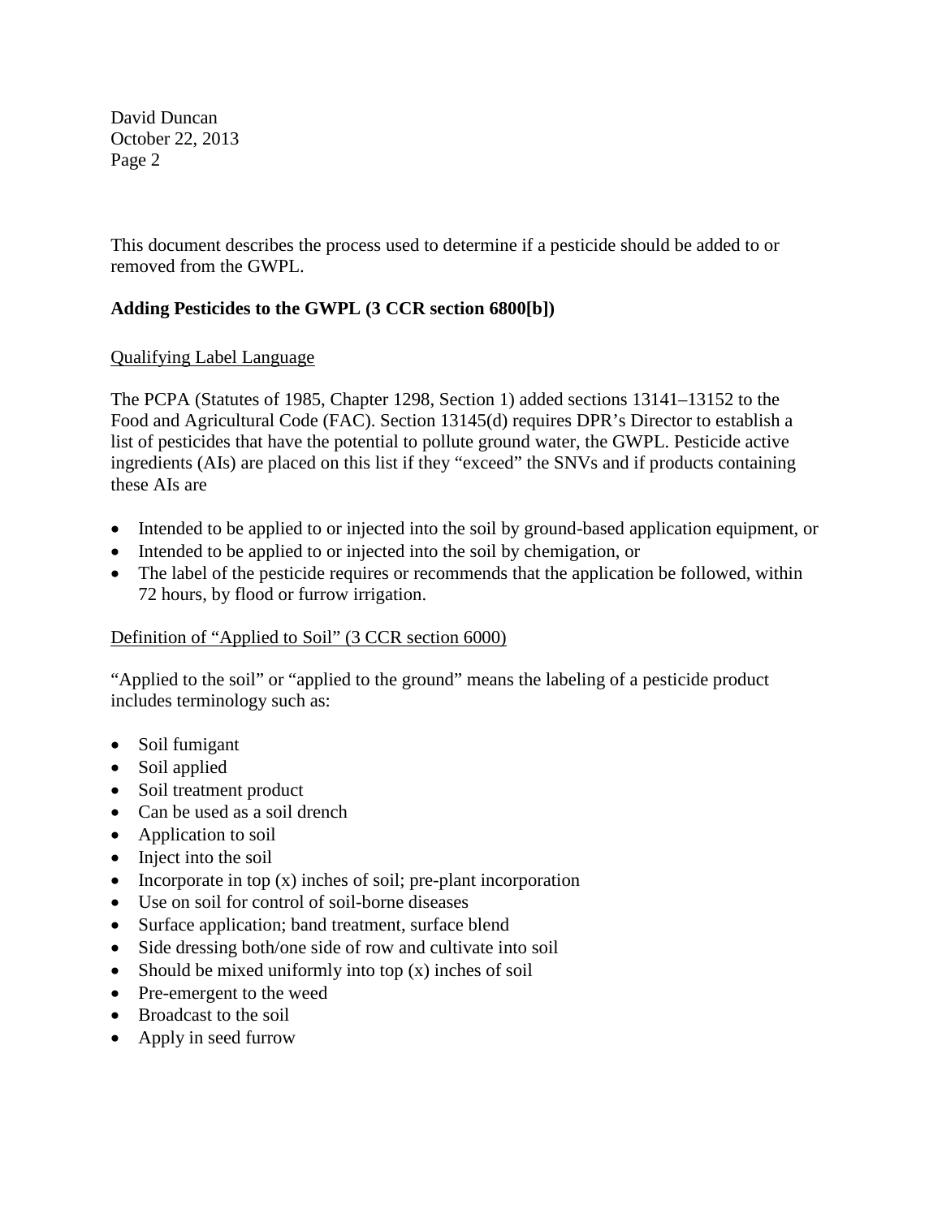This document describes the process used to determine if a pesticide should be added to or removed from the GWPL.

**Adding Pesticides to the GWPL (3 CCR section 6800[b])**

Qualifying Label Language

The PCPA (Statutes of 1985, Chapter 1298, Section 1) added sections 13141–13152 to the Food and Agricultural Code (FAC). Section 13145(d) requires DPR's Director to establish a list of pesticides that have the potential to pollute ground water, the GWPL. Pesticide active ingredients (AIs) are placed on this list if they "exceed" the SNVs and if products containing these AIs are

- Intended to be applied to or injected into the soil by ground-based application equipment, or
- Intended to be applied to or injected into the soil by chemigation, or
- The label of the pesticide requires or recommends that the application be followed, within 72 hours, by flood or furrow irrigation.

Definition of "Applied to Soil" (3 CCR section 6000)

"Applied to the soil" or "applied to the ground" means the labeling of a pesticide product includes terminology such as:

- Soil fumigant
- Soil applied
- Soil treatment product
- Can be used as a soil drench
- Application to soil
- Inject into the soil
- Incorporate in top (x) inches of soil; pre-plant incorporation
- Use on soil for control of soil-borne diseases
- Surface application; band treatment, surface blend
- Side dressing both/one side of row and cultivate into soil
- Should be mixed uniformly into top (x) inches of soil
- Pre-emergent to the weed
- Broadcast to the soil
- Apply in seed furrow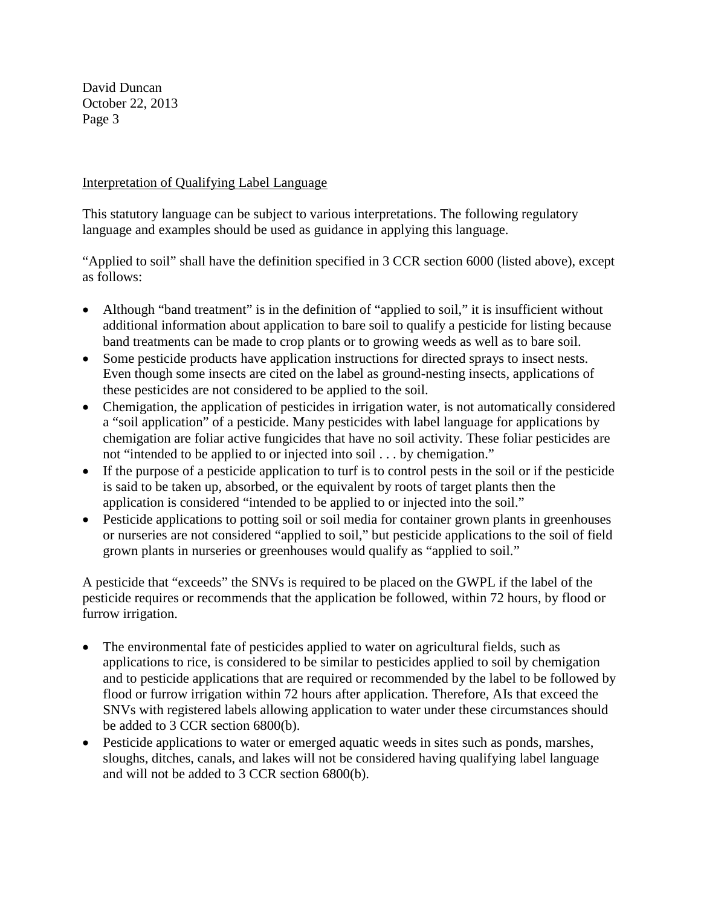## Interpretation of Qualifying Label Language

This statutory language can be subject to various interpretations. The following regulatory language and examples should be used as guidance in applying this language.

"Applied to soil" shall have the definition specified in 3 CCR section 6000 (listed above), except as follows:

- Although "band treatment" is in the definition of "applied to soil," it is insufficient without additional information about application to bare soil to qualify a pesticide for listing because band treatments can be made to crop plants or to growing weeds as well as to bare soil.
- Some pesticide products have application instructions for directed sprays to insect nests. Even though some insects are cited on the label as ground-nesting insects, applications of these pesticides are not considered to be applied to the soil.
- Chemigation, the application of pesticides in irrigation water, is not automatically considered a "soil application" of a pesticide. Many pesticides with label language for applications by chemigation are foliar active fungicides that have no soil activity. These foliar pesticides are not "intended to be applied to or injected into soil . . . by chemigation."
- If the purpose of a pesticide application to turf is to control pests in the soil or if the pesticide is said to be taken up, absorbed, or the equivalent by roots of target plants then the application is considered "intended to be applied to or injected into the soil."
- Pesticide applications to potting soil or soil media for container grown plants in greenhouses or nurseries are not considered "applied to soil," but pesticide applications to the soil of field grown plants in nurseries or greenhouses would qualify as "applied to soil."

A pesticide that "exceeds" the SNVs is required to be placed on the GWPL if the label of the pesticide requires or recommends that the application be followed, within 72 hours, by flood or furrow irrigation.

- The environmental fate of pesticides applied to water on agricultural fields, such as applications to rice, is considered to be similar to pesticides applied to soil by chemigation and to pesticide applications that are required or recommended by the label to be followed by flood or furrow irrigation within 72 hours after application. Therefore, AIs that exceed the SNVs with registered labels allowing application to water under these circumstances should be added to 3 CCR section 6800(b).
- Pesticide applications to water or emerged aquatic weeds in sites such as ponds, marshes, sloughs, ditches, canals, and lakes will not be considered having qualifying label language and will not be added to 3 CCR section 6800(b).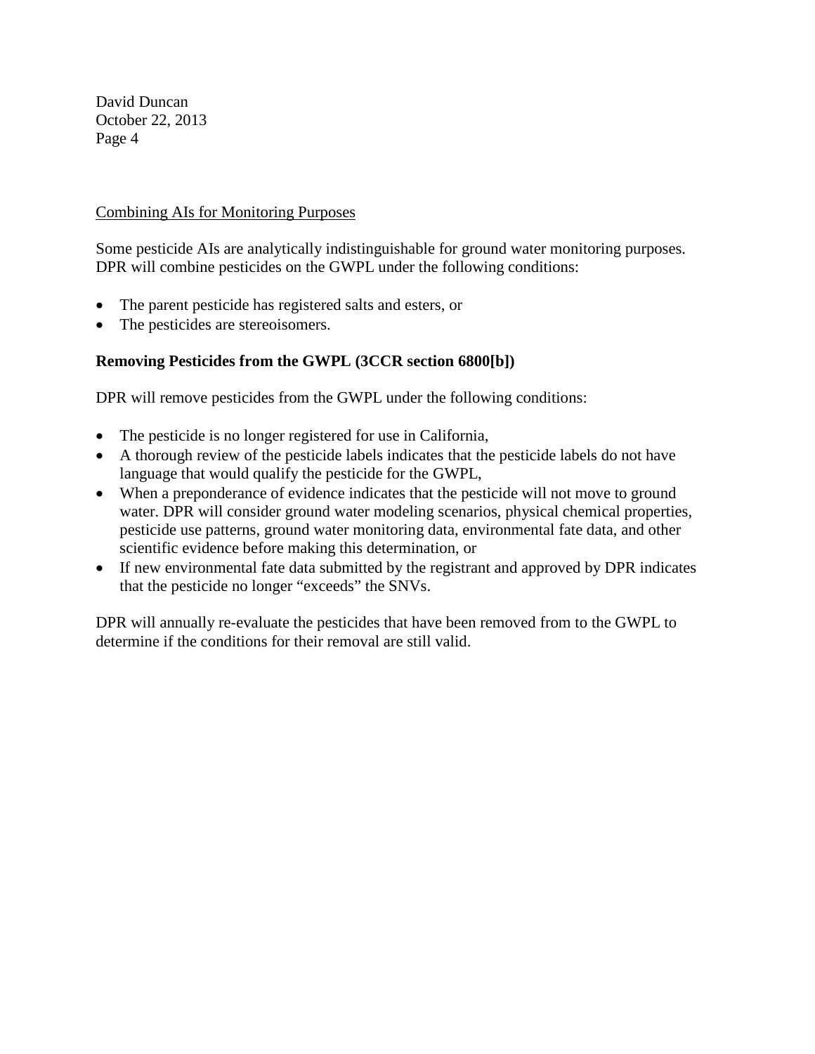Combining AIs for Monitoring Purposes

Some pesticide AIs are analytically indistinguishable for ground water monitoring purposes. DPR will combine pesticides on the GWPL under the following conditions:

- The parent pesticide has registered salts and esters, or
- The pesticides are stereoisomers.

**Removing Pesticides from the GWPL (3CCR section 6800[b])**

DPR will remove pesticides from the GWPL under the following conditions:

- The pesticide is no longer registered for use in California,
- A thorough review of the pesticide labels indicates that the pesticide labels do not have language that would qualify the pesticide for the GWPL,
- When a preponderance of evidence indicates that the pesticide will not move to ground water. DPR will consider ground water modeling scenarios, physical chemical properties, pesticide use patterns, ground water monitoring data, environmental fate data, and other scientific evidence before making this determination, or
- If new environmental fate data submitted by the registrant and approved by DPR indicates that the pesticide no longer "exceeds" the SNVs.

DPR will annually re-evaluate the pesticides that have been removed from to the GWPL to determine if the conditions for their removal are still valid.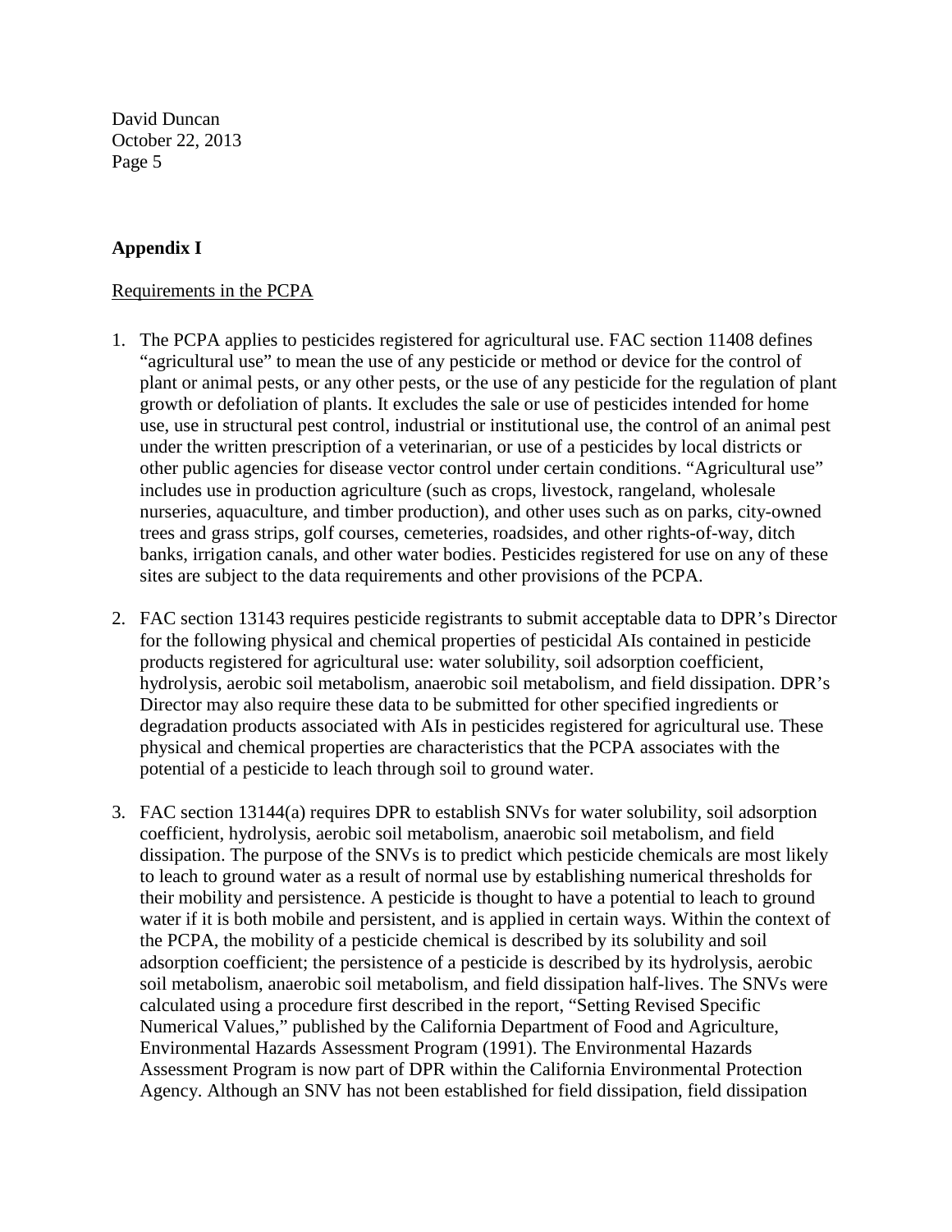## Appendix I

Requirements in the PCPA

1. The PCPA applies to pesticides registered for agricultural use. FAC section 11408 defines "agricultural use" to mean the use of any pesticide or method or device for the control of plant or animal pests, or any other pests, or the use of any pesticide for the regulation of plant growth or defoliation of plants. It excludes the sale or use of pesticides intended for home use, use in structural pest control, industrial or institutional use, the control of an animal pest under the written prescription of a veterinarian, or use of a pesticides by local districts or other public agencies for disease vector control under certain conditions. "Agricultural use" includes use in production agriculture (such as crops, livestock, rangeland, wholesale nurseries, aquaculture, and timber production), and other uses such as on parks, city-owned trees and grass strips, golf courses, cemeteries, roadsides, and other rights-of-way, ditch banks, irrigation canals, and other water bodies. Pesticides registered for use on any of these sites are subject to the data requirements and other provisions of the PCPA.

2. FAC section 13143 requires pesticide registrants to submit acceptable data to DPR's Director for the following physical and chemical properties of pesticidal AIs contained in pesticide products registered for agricultural use: water solubility, soil adsorption coefficient, hydrolysis, aerobic soil metabolism, anaerobic soil metabolism, and field dissipation. DPR's Director may also require these data to be submitted for other specified ingredients or degradation products associated with AIs in pesticides registered for agricultural use. These physical and chemical properties are characteristics that the PCPA associates with the potential of a pesticide to leach through soil to ground water.

3. FAC section 13144(a) requires DPR to establish SNVs for water solubility, soil adsorption coefficient, hydrolysis, aerobic soil metabolism, anaerobic soil metabolism, and field dissipation. The purpose of the SNVs is to predict which pesticide chemicals are most likely to leach to ground water as a result of normal use by establishing numerical thresholds for their mobility and persistence. A pesticide is thought to have a potential to leach to ground water if it is both mobile and persistent, and is applied in certain ways. Within the context of the PCPA, the mobility of a pesticide chemical is described by its solubility and soil adsorption coefficient; the persistence of a pesticide is described by its hydrolysis, aerobic soil metabolism, anaerobic soil metabolism, and field dissipation half-lives. The SNVs were calculated using a procedure first described in the report, "Setting Revised Specific Numerical Values," published by the California Department of Food and Agriculture, Environmental Hazards Assessment Program (1991). The Environmental Hazards Assessment Program is now part of DPR within the California Environmental Protection Agency. Although an SNV has not been established for field dissipation, field dissipation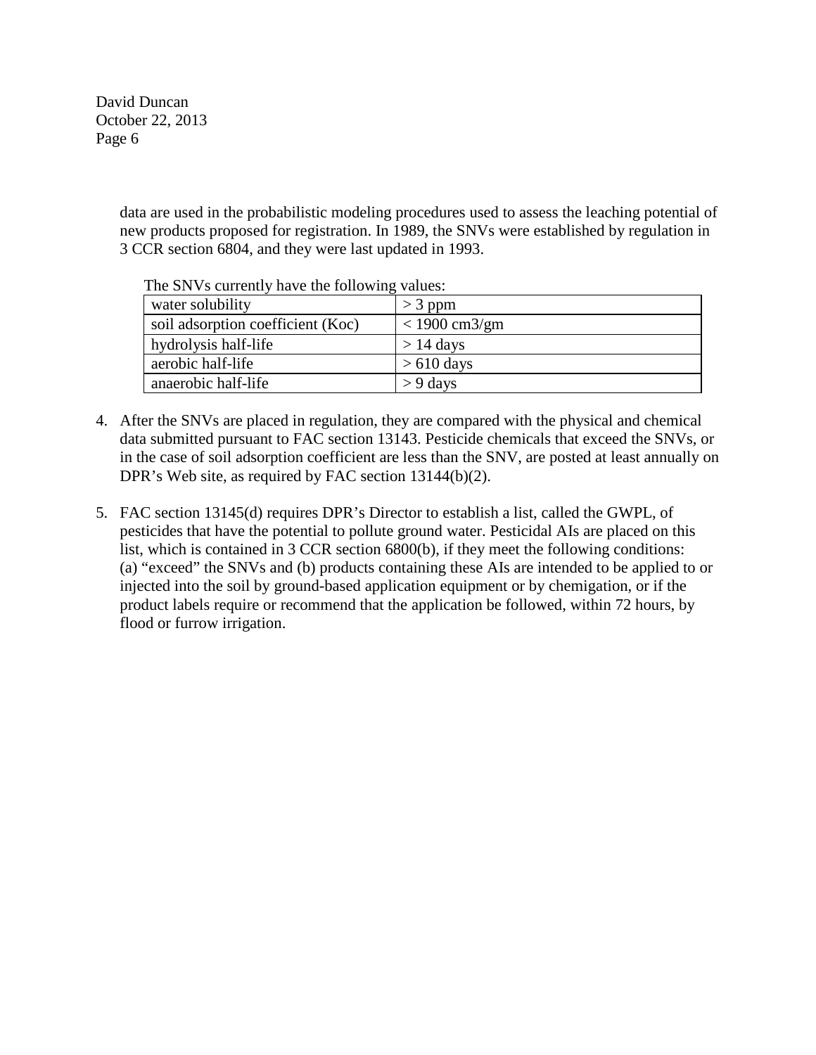data are used in the probabilistic modeling procedures used to assess the leaching potential of new products proposed for registration. In 1989, the SNVs were established by regulation in 3 CCR section 6804, and they were last updated in 1993.

The SNVs currently have the following values:

| | |
|---|---|
| water solubility | > 3 ppm |
| soil adsorption coefficient (Koc) | < 1900 cm3/gm |
| hydrolysis half-life | > 14 days |
| aerobic half-life | > 610 days |
| anaerobic half-life | > 9 days |

4. After the SNVs are placed in regulation, they are compared with the physical and chemical data submitted pursuant to FAC section 13143. Pesticide chemicals that exceed the SNVs, or in the case of soil adsorption coefficient are less than the SNV, are posted at least annually on DPR's Web site, as required by FAC section 13144(b)(2).

5. FAC section 13145(d) requires DPR's Director to establish a list, called the GWPL, of pesticides that have the potential to pollute ground water. Pesticidal AIs are placed on this list, which is contained in 3 CCR section 6800(b), if they meet the following conditions: (a) "exceed" the SNVs and (b) products containing these AIs are intended to be applied to or injected into the soil by ground-based application equipment or by chemigation, or if the product labels require or recommend that the application be followed, within 72 hours, by flood or furrow irrigation.